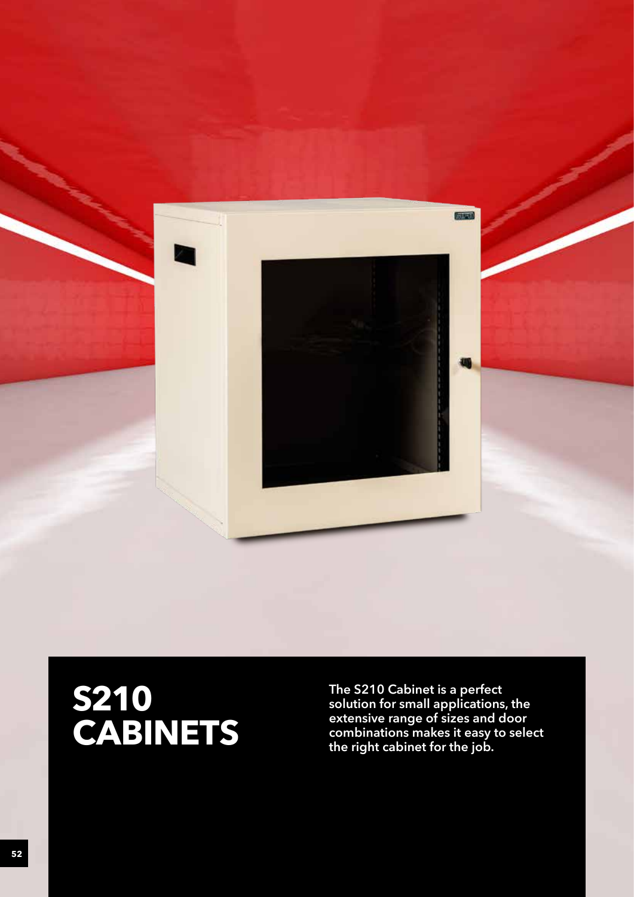# S210 CABINETS

**The S210 Cabinet is a perfect solution for small applications, the extensive range of sizes and door combinations makes it easy to select the right cabinet for the job.**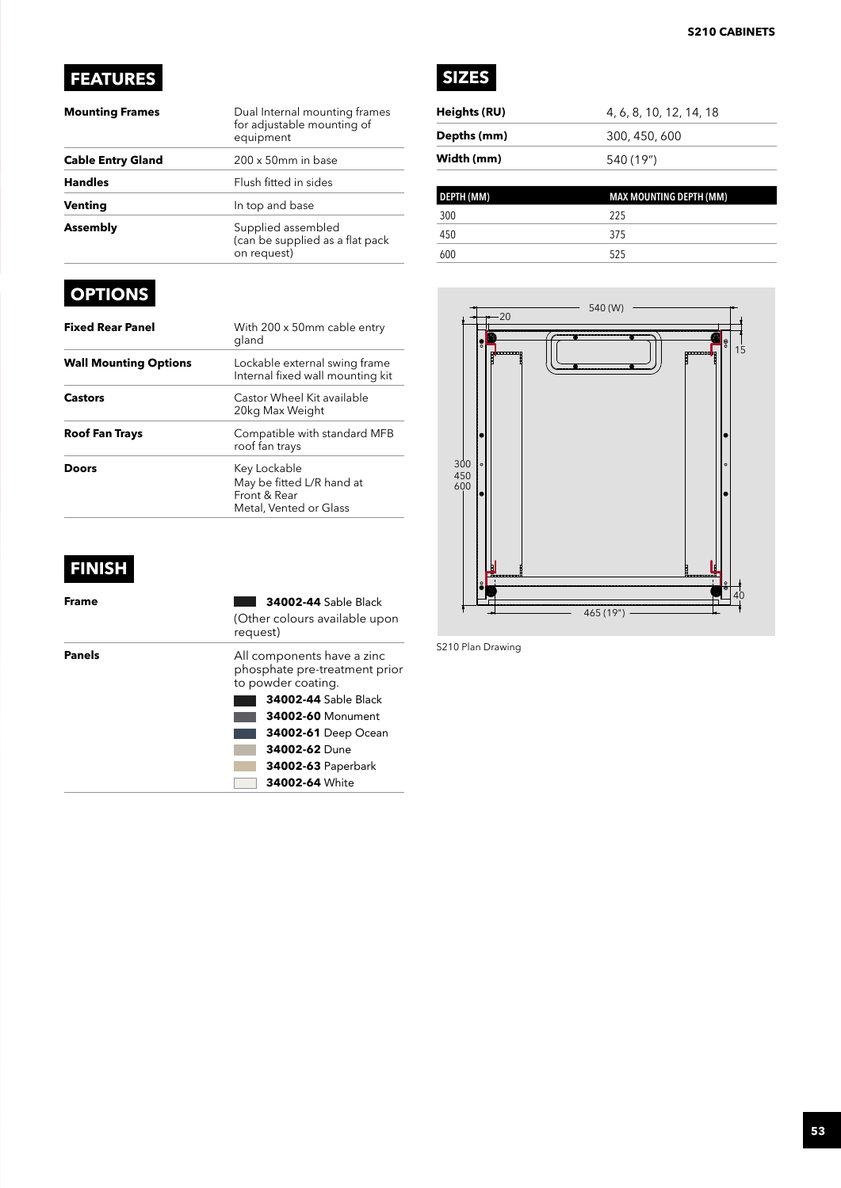## FEATURES

| | |
|---|---|
| **Mounting Frames** | Dual Internal mounting frames for adjustable mounting of equipment |
| **Cable Entry Gland** | 200 x 50mm in base |
| **Handles** | Flush fitted in sides |
| **Venting** | In top and base |
| **Assembly** | Supplied assembled (can be supplied as a flat pack on request) |

## OPTIONS

| | |
|---|---|
| **Fixed Rear Panel** | With 200 x 50mm cable entry gland |
| **Wall Mounting Options** | Lockable external swing frame<br>Internal fixed wall mounting kit |
| **Castors** | Castor Wheel Kit available<br>20kg Max Weight |
| **Roof Fan Trays** | Compatible with standard MFB roof fan trays |
| **Doors** | Key Lockable<br>May be fitted L/R hand at Front & Rear<br>Metal, Vented or Glass |

## FINISH

| | |
|---|---|
| **Frame** | **34002-44** Sable Black<br>(Other colours available upon request) |
| **Panels** | All components have a zinc phosphate pre-treatment prior to powder coating.<br>**34002-44** Sable Black<br>**34002-60** Monument<br>**34002-61** Deep Ocean<br>**34002-62** Dune<br>**34002-63** Paperbark<br>**34002-64** White |

## SIZES

| | |
|---|---|
| **Heights (RU)** | 4, 6, 8, 10, 12, 14, 18 |
| **Depths (mm)** | 300, 450, 600 |
| **Width (mm)** | 540 (19") |

| DEPTH (MM) | MAX MOUNTING DEPTH (MM) |
|---|---|
| 300 | 225 |
| 450 | 375 |
| 600 | 525 |

S210 Plan Drawing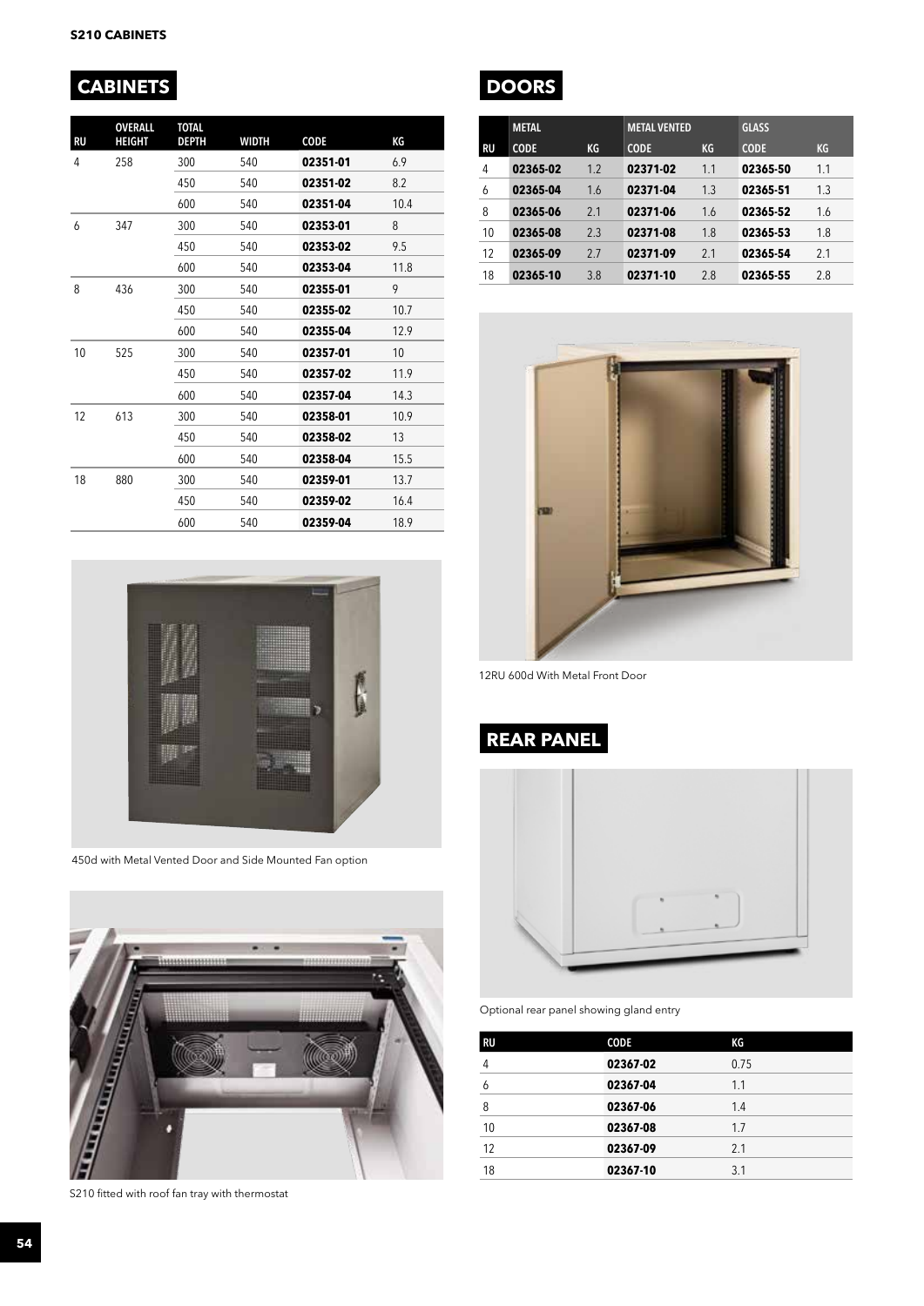## S210 CABINETS

## CABINETS

| RU | OVERALL HEIGHT | TOTAL DEPTH | WIDTH | CODE | KG |
|---|---|---|---|---|---|
| 4 | 258 | 300 | 540 | **02351-01** | 6.9 |
| | | 450 | 540 | **02351-02** | 8.2 |
| | | 600 | 540 | **02351-04** | 10.4 |
| 6 | 347 | 300 | 540 | **02353-01** | 8 |
| | | 450 | 540 | **02353-02** | 9.5 |
| | | 600 | 540 | **02353-04** | 11.8 |
| 8 | 436 | 300 | 540 | **02355-01** | 9 |
| | | 450 | 540 | **02355-02** | 10.7 |
| | | 600 | 540 | **02355-04** | 12.9 |
| 10 | 525 | 300 | 540 | **02357-01** | 10 |
| | | 450 | 540 | **02357-02** | 11.9 |
| | | 600 | 540 | **02357-04** | 14.3 |
| 12 | 613 | 300 | 540 | **02358-01** | 10.9 |
| | | 450 | 540 | **02358-02** | 13 |
| | | 600 | 540 | **02358-04** | 15.5 |
| 18 | 880 | 300 | 540 | **02359-01** | 13.7 |
| | | 450 | 540 | **02359-02** | 16.4 |
| | | 600 | 540 | **02359-04** | 18.9 |

450d with Metal Vented Door and Side Mounted Fan option

S210 fitted with roof fan tray with thermostat

## DOORS

| | METAL | | METAL VENTED | | GLASS | |
|---|---|---|---|---|---|---|
| RU | CODE | KG | CODE | KG | CODE | KG |
| 4 | **02365-02** | 1.2 | **02371-02** | 1.1 | **02365-50** | 1.1 |
| 6 | **02365-04** | 1.6 | **02371-04** | 1.3 | **02365-51** | 1.3 |
| 8 | **02365-06** | 2.1 | **02371-06** | 1.6 | **02365-52** | 1.6 |
| 10 | **02365-08** | 2.3 | **02371-08** | 1.8 | **02365-53** | 1.8 |
| 12 | **02365-09** | 2.7 | **02371-09** | 2.1 | **02365-54** | 2.1 |
| 18 | **02365-10** | 3.8 | **02371-10** | 2.8 | **02365-55** | 2.8 |

12RU 600d With Metal Front Door

## REAR PANEL

Optional rear panel showing gland entry

| RU | CODE | KG |
|---|---|---|
| 4 | **02367-02** | 0.75 |
| 6 | **02367-04** | 1.1 |
| 8 | **02367-06** | 1.4 |
| 10 | **02367-08** | 1.7 |
| 12 | **02367-09** | 2.1 |
| 18 | **02367-10** | 3.1 |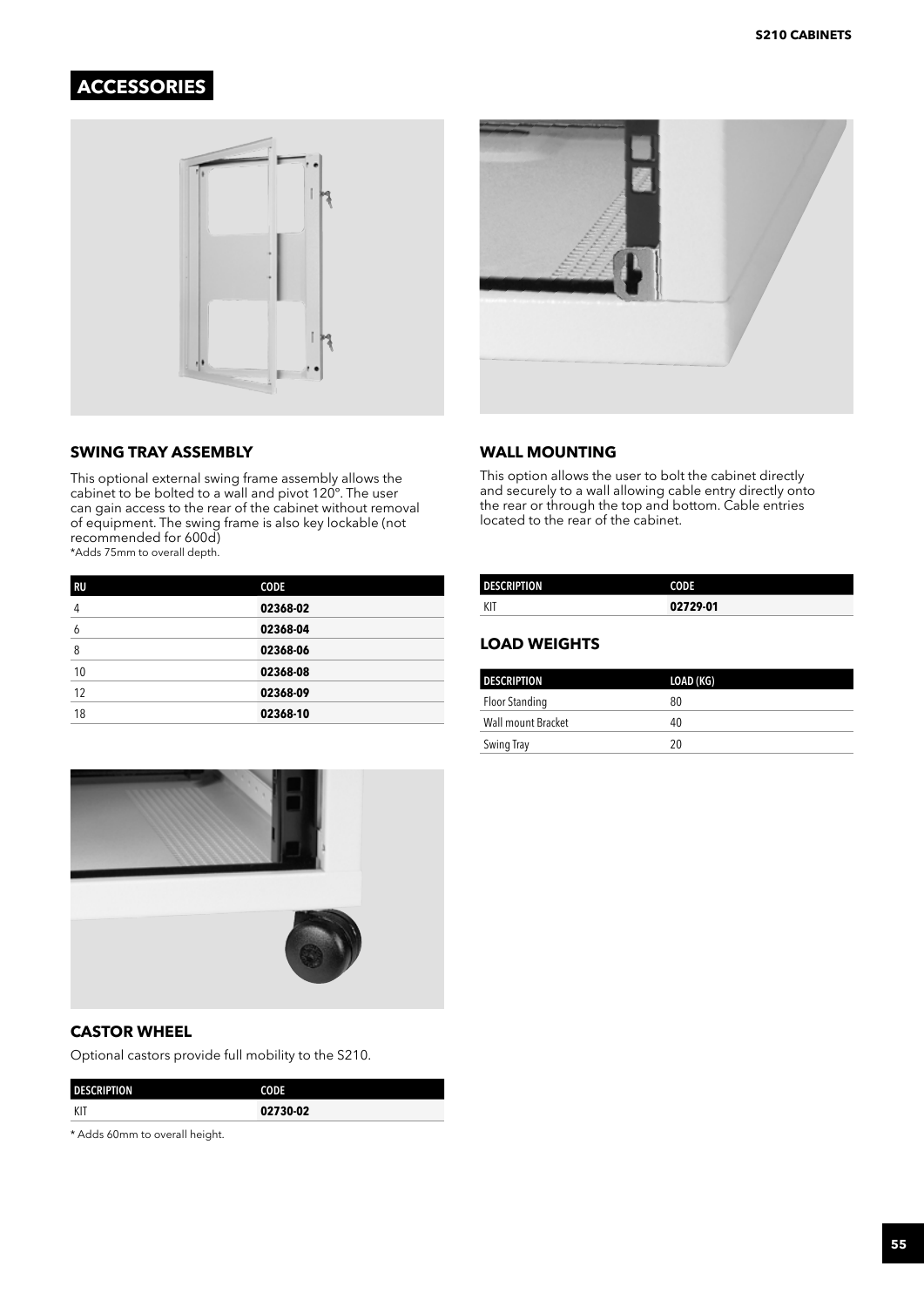# ACCESSORIES

## SWING TRAY ASSEMBLY

This optional external swing frame assembly allows the cabinet to be bolted to a wall and pivot 120°. The user can gain access to the rear of the cabinet without removal of equipment. The swing frame is also key lockable (not recommended for 600d)
*Adds 75mm to overall depth.

| RU | CODE |
|---|---|
| 4 | **02368-02** |
| 6 | **02368-04** |
| 8 | **02368-06** |
| 10 | **02368-08** |
| 12 | **02368-09** |
| 18 | **02368-10** |

## CASTOR WHEEL

Optional castors provide full mobility to the S210.

| DESCRIPTION | CODE |
|---|---|
| KIT | **02730-02** |

* Adds 60mm to overall height.

## WALL MOUNTING

This option allows the user to bolt the cabinet directly and securely to a wall allowing cable entry directly onto the rear or through the top and bottom. Cable entries located to the rear of the cabinet.

| DESCRIPTION | CODE |
|---|---|
| KIT | **02729-01** |

## LOAD WEIGHTS

| DESCRIPTION | LOAD (KG) |
|---|---|
| Floor Standing | 80 |
| Wall mount Bracket | 40 |
| Swing Tray | 20 |